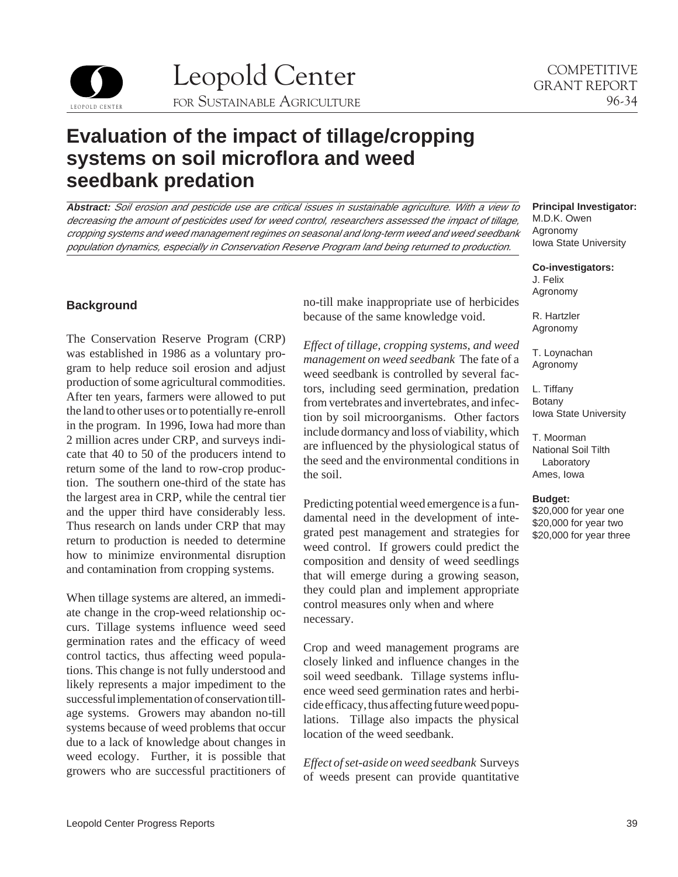Leopold Center for Sustainable Agriculture

COMPETITIVE GRANT REPORT 96-34

# Evaluation of the impact of tillage/cropping systems on soil microflora and weed seedbank predation

***Abstract:*** *Soil erosion and pesticide use are critical issues in sustainable agriculture. With a view to decreasing the amount of pesticides used for weed control, researchers assessed the impact of tillage, cropping systems and weed management regimes on seasonal and long-term weed and weed seedbank population dynamics, especially in Conservation Reserve Program land being returned to production.*

**Principal Investigator:**
M.D.K. Owen
Agronomy
Iowa State University

**Co-investigators:**
J. Felix
Agronomy

R. Hartzler
Agronomy

T. Loynachan
Agronomy

L. Tiffany
Botany
Iowa State University

T. Moorman
National Soil Tilth Laboratory
Ames, Iowa

**Budget:**
$20,000 for year one
$20,000 for year two
$20,000 for year three

## Background

The Conservation Reserve Program (CRP) was established in 1986 as a voluntary program to help reduce soil erosion and adjust production of some agricultural commodities. After ten years, farmers were allowed to put the land to other uses or to potentially re-enroll in the program. In 1996, Iowa had more than 2 million acres under CRP, and surveys indicate that 40 to 50 of the producers intend to return some of the land to row-crop production. The southern one-third of the state has the largest area in CRP, while the central tier and the upper third have considerably less. Thus research on lands under CRP that may return to production is needed to determine how to minimize environmental disruption and contamination from cropping systems.

When tillage systems are altered, an immediate change in the crop-weed relationship occurs. Tillage systems influence weed seed germination rates and the efficacy of weed control tactics, thus affecting weed populations. This change is not fully understood and likely represents a major impediment to the successful implementation of conservation tillage systems. Growers may abandon no-till systems because of weed problems that occur due to a lack of knowledge about changes in weed ecology. Further, it is possible that growers who are successful practitioners of no-till make inappropriate use of herbicides because of the same knowledge void.

*Effect of tillage, cropping systems, and weed management on weed seedbank* The fate of a weed seedbank is controlled by several factors, including seed germination, predation from vertebrates and invertebrates, and infection by soil microorganisms. Other factors include dormancy and loss of viability, which are influenced by the physiological status of the seed and the environmental conditions in the soil.

Predicting potential weed emergence is a fundamental need in the development of integrated pest management and strategies for weed control. If growers could predict the composition and density of weed seedlings that will emerge during a growing season, they could plan and implement appropriate control measures only when and where necessary.

Crop and weed management programs are closely linked and influence changes in the soil weed seedbank. Tillage systems influence weed seed germination rates and herbicide efficacy, thus affecting future weed populations. Tillage also impacts the physical location of the weed seedbank.

*Effect of set-aside on weed seedbank* Surveys of weeds present can provide quantitative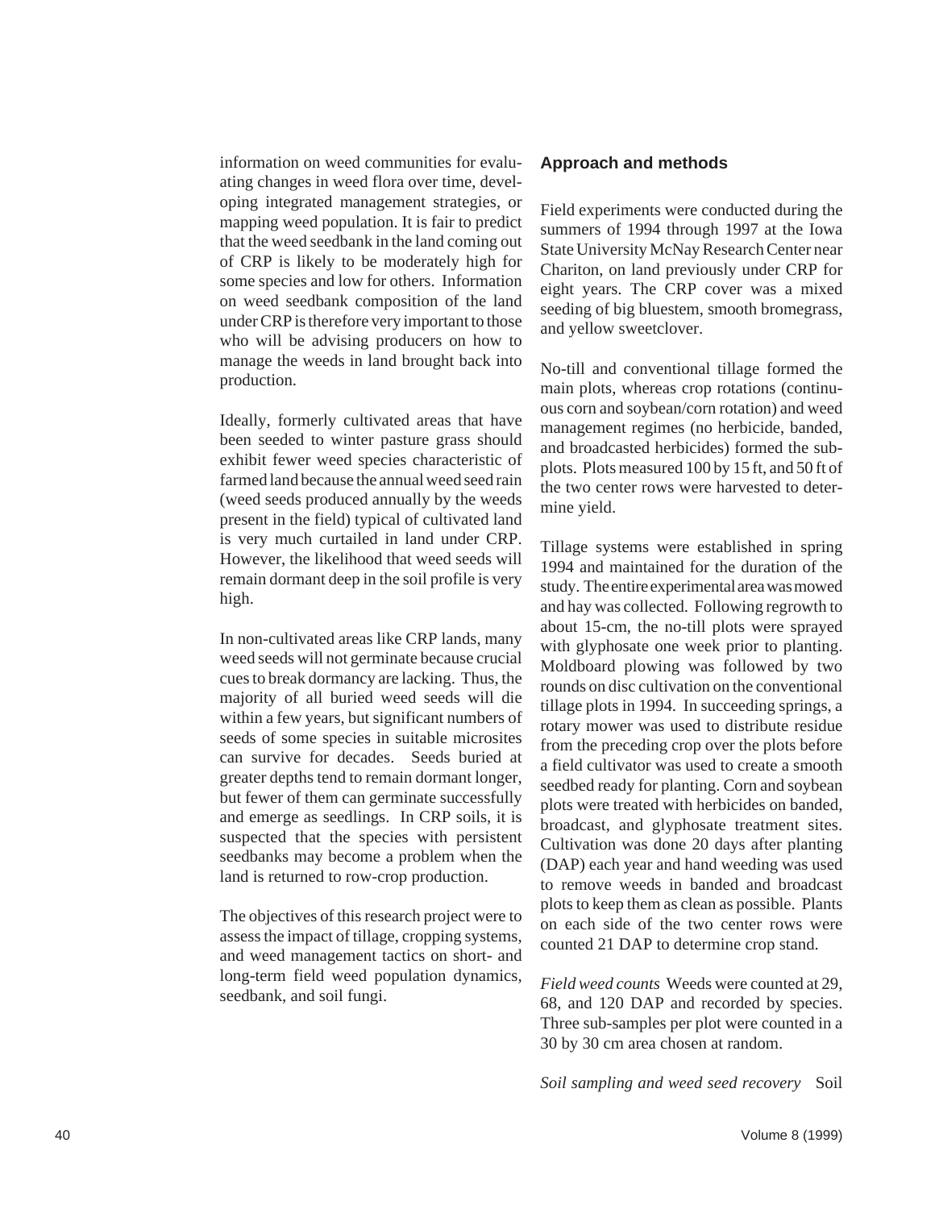information on weed communities for evaluating changes in weed flora over time, developing integrated management strategies, or mapping weed population. It is fair to predict that the weed seedbank in the land coming out of CRP is likely to be moderately high for some species and low for others. Information on weed seedbank composition of the land under CRP is therefore very important to those who will be advising producers on how to manage the weeds in land brought back into production.

Ideally, formerly cultivated areas that have been seeded to winter pasture grass should exhibit fewer weed species characteristic of farmed land because the annual weed seed rain (weed seeds produced annually by the weeds present in the field) typical of cultivated land is very much curtailed in land under CRP. However, the likelihood that weed seeds will remain dormant deep in the soil profile is very high.

In non-cultivated areas like CRP lands, many weed seeds will not germinate because crucial cues to break dormancy are lacking. Thus, the majority of all buried weed seeds will die within a few years, but significant numbers of seeds of some species in suitable microsites can survive for decades. Seeds buried at greater depths tend to remain dormant longer, but fewer of them can germinate successfully and emerge as seedlings. In CRP soils, it is suspected that the species with persistent seedbanks may become a problem when the land is returned to row-crop production.

The objectives of this research project were to assess the impact of tillage, cropping systems, and weed management tactics on short- and long-term field weed population dynamics, seedbank, and soil fungi.

## Approach and methods

Field experiments were conducted during the summers of 1994 through 1997 at the Iowa State University McNay Research Center near Chariton, on land previously under CRP for eight years. The CRP cover was a mixed seeding of big bluestem, smooth bromegrass, and yellow sweetclover.

No-till and conventional tillage formed the main plots, whereas crop rotations (continuous corn and soybean/corn rotation) and weed management regimes (no herbicide, banded, and broadcasted herbicides) formed the subplots. Plots measured 100 by 15 ft, and 50 ft of the two center rows were harvested to determine yield.

Tillage systems were established in spring 1994 and maintained for the duration of the study. The entire experimental area was mowed and hay was collected. Following regrowth to about 15-cm, the no-till plots were sprayed with glyphosate one week prior to planting. Moldboard plowing was followed by two rounds on disc cultivation on the conventional tillage plots in 1994. In succeeding springs, a rotary mower was used to distribute residue from the preceding crop over the plots before a field cultivator was used to create a smooth seedbed ready for planting. Corn and soybean plots were treated with herbicides on banded, broadcast, and glyphosate treatment sites. Cultivation was done 20 days after planting (DAP) each year and hand weeding was used to remove weeds in banded and broadcast plots to keep them as clean as possible. Plants on each side of the two center rows were counted 21 DAP to determine crop stand.

*Field weed counts* Weeds were counted at 29, 68, and 120 DAP and recorded by species. Three sub-samples per plot were counted in a 30 by 30 cm area chosen at random.

*Soil sampling and weed seed recovery* Soil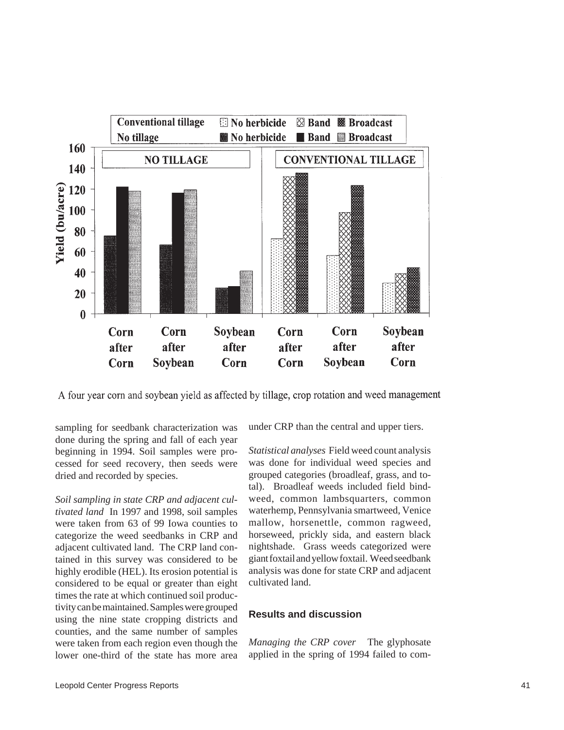A four year corn and soybean yield as affected by tillage, crop rotation and weed management

sampling for seedbank characterization was done during the spring and fall of each year beginning in 1994. Soil samples were processed for seed recovery, then seeds were dried and recorded by species.

*Soil sampling in state CRP and adjacent cultivated land* In 1997 and 1998, soil samples were taken from 63 of 99 Iowa counties to categorize the weed seedbanks in CRP and adjacent cultivated land. The CRP land contained in this survey was considered to be highly erodible (HEL). Its erosion potential is considered to be equal or greater than eight times the rate at which continued soil productivity can be maintained. Samples were grouped using the nine state cropping districts and counties, and the same number of samples were taken from each region even though the lower one-third of the state has more area under CRP than the central and upper tiers.

*Statistical analyses* Field weed count analysis was done for individual weed species and grouped categories (broadleaf, grass, and total). Broadleaf weeds included field bindweed, common lambsquarters, common waterhemp, Pennsylvania smartweed, Venice mallow, horsenettle, common ragweed, horseweed, prickly sida, and eastern black nightshade. Grass weeds categorized were giant foxtail and yellow foxtail. Weed seedbank analysis was done for state CRP and adjacent cultivated land.

## Results and discussion

*Managing the CRP cover* The glyphosate applied in the spring of 1994 failed to com-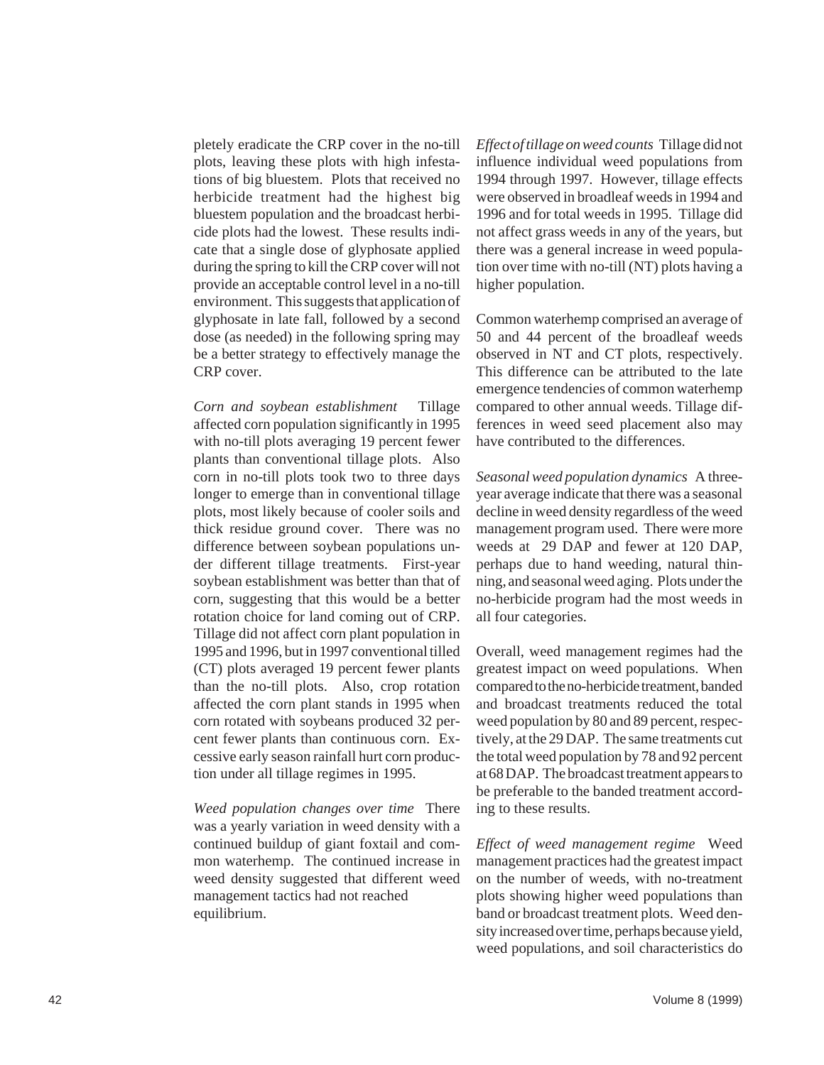pletely eradicate the CRP cover in the no-till plots, leaving these plots with high infestations of big bluestem. Plots that received no herbicide treatment had the highest big bluestem population and the broadcast herbicide plots had the lowest. These results indicate that a single dose of glyphosate applied during the spring to kill the CRP cover will not provide an acceptable control level in a no-till environment. This suggests that application of glyphosate in late fall, followed by a second dose (as needed) in the following spring may be a better strategy to effectively manage the CRP cover.

*Corn and soybean establishment* Tillage affected corn population significantly in 1995 with no-till plots averaging 19 percent fewer plants than conventional tillage plots. Also corn in no-till plots took two to three days longer to emerge than in conventional tillage plots, most likely because of cooler soils and thick residue ground cover. There was no difference between soybean populations under different tillage treatments. First-year soybean establishment was better than that of corn, suggesting that this would be a better rotation choice for land coming out of CRP. Tillage did not affect corn plant population in 1995 and 1996, but in 1997 conventional tilled (CT) plots averaged 19 percent fewer plants than the no-till plots. Also, crop rotation affected the corn plant stands in 1995 when corn rotated with soybeans produced 32 percent fewer plants than continuous corn. Excessive early season rainfall hurt corn production under all tillage regimes in 1995.

*Weed population changes over time* There was a yearly variation in weed density with a continued buildup of giant foxtail and common waterhemp. The continued increase in weed density suggested that different weed management tactics had not reached equilibrium.

*Effect of tillage on weed counts* Tillage did not influence individual weed populations from 1994 through 1997. However, tillage effects were observed in broadleaf weeds in 1994 and 1996 and for total weeds in 1995. Tillage did not affect grass weeds in any of the years, but there was a general increase in weed population over time with no-till (NT) plots having a higher population.

Common waterhemp comprised an average of 50 and 44 percent of the broadleaf weeds observed in NT and CT plots, respectively. This difference can be attributed to the late emergence tendencies of common waterhemp compared to other annual weeds. Tillage differences in weed seed placement also may have contributed to the differences.

*Seasonal weed population dynamics* A three-year average indicate that there was a seasonal decline in weed density regardless of the weed management program used. There were more weeds at 29 DAP and fewer at 120 DAP, perhaps due to hand weeding, natural thinning, and seasonal weed aging. Plots under the no-herbicide program had the most weeds in all four categories.

Overall, weed management regimes had the greatest impact on weed populations. When compared to the no-herbicide treatment, banded and broadcast treatments reduced the total weed population by 80 and 89 percent, respectively, at the 29 DAP. The same treatments cut the total weed population by 78 and 92 percent at 68 DAP. The broadcast treatment appears to be preferable to the banded treatment according to these results.

*Effect of weed management regime* Weed management practices had the greatest impact on the number of weeds, with no-treatment plots showing higher weed populations than band or broadcast treatment plots. Weed density increased over time, perhaps because yield, weed populations, and soil characteristics do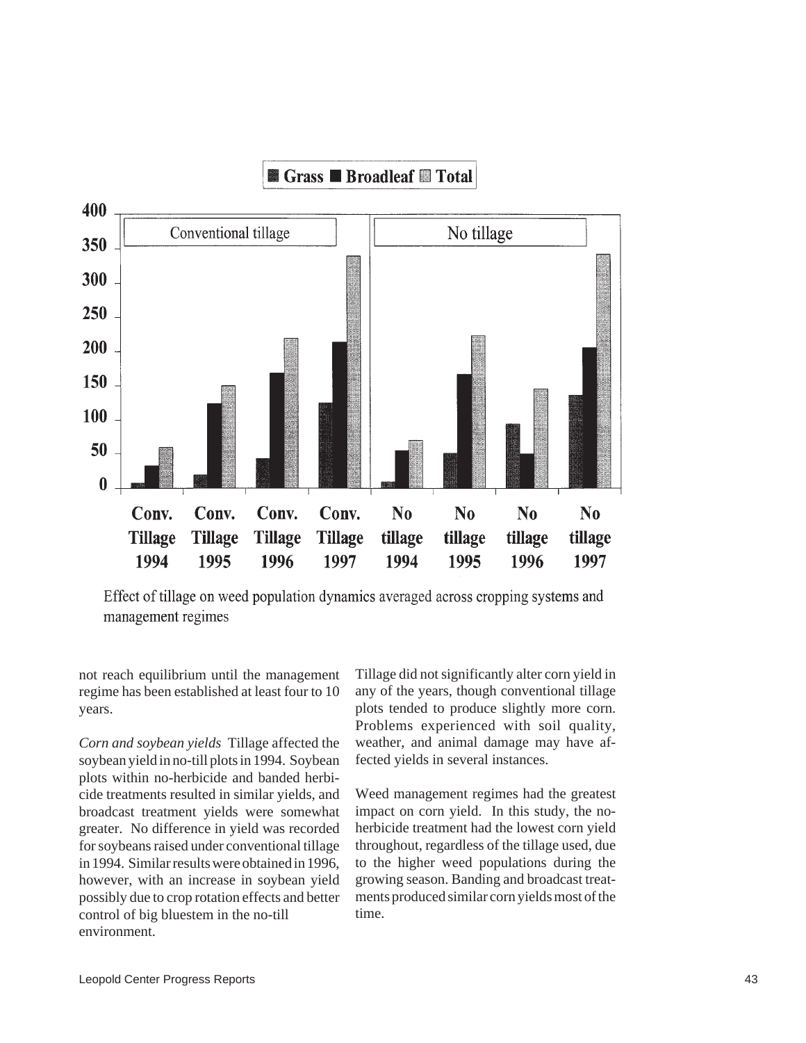Effect of tillage on weed population dynamics averaged across cropping systems and management regimes

not reach equilibrium until the management regime has been established at least four to 10 years.

*Corn and soybean yields* Tillage affected the soybean yield in no-till plots in 1994. Soybean plots within no-herbicide and banded herbicide treatments resulted in similar yields, and broadcast treatment yields were somewhat greater. No difference in yield was recorded for soybeans raised under conventional tillage in 1994. Similar results were obtained in 1996, however, with an increase in soybean yield possibly due to crop rotation effects and better control of big bluestem in the no-till environment.

Tillage did not significantly alter corn yield in any of the years, though conventional tillage plots tended to produce slightly more corn. Problems experienced with soil quality, weather, and animal damage may have affected yields in several instances.

Weed management regimes had the greatest impact on corn yield. In this study, the no-herbicide treatment had the lowest corn yield throughout, regardless of the tillage used, due to the higher weed populations during the growing season. Banding and broadcast treatments produced similar corn yields most of the time.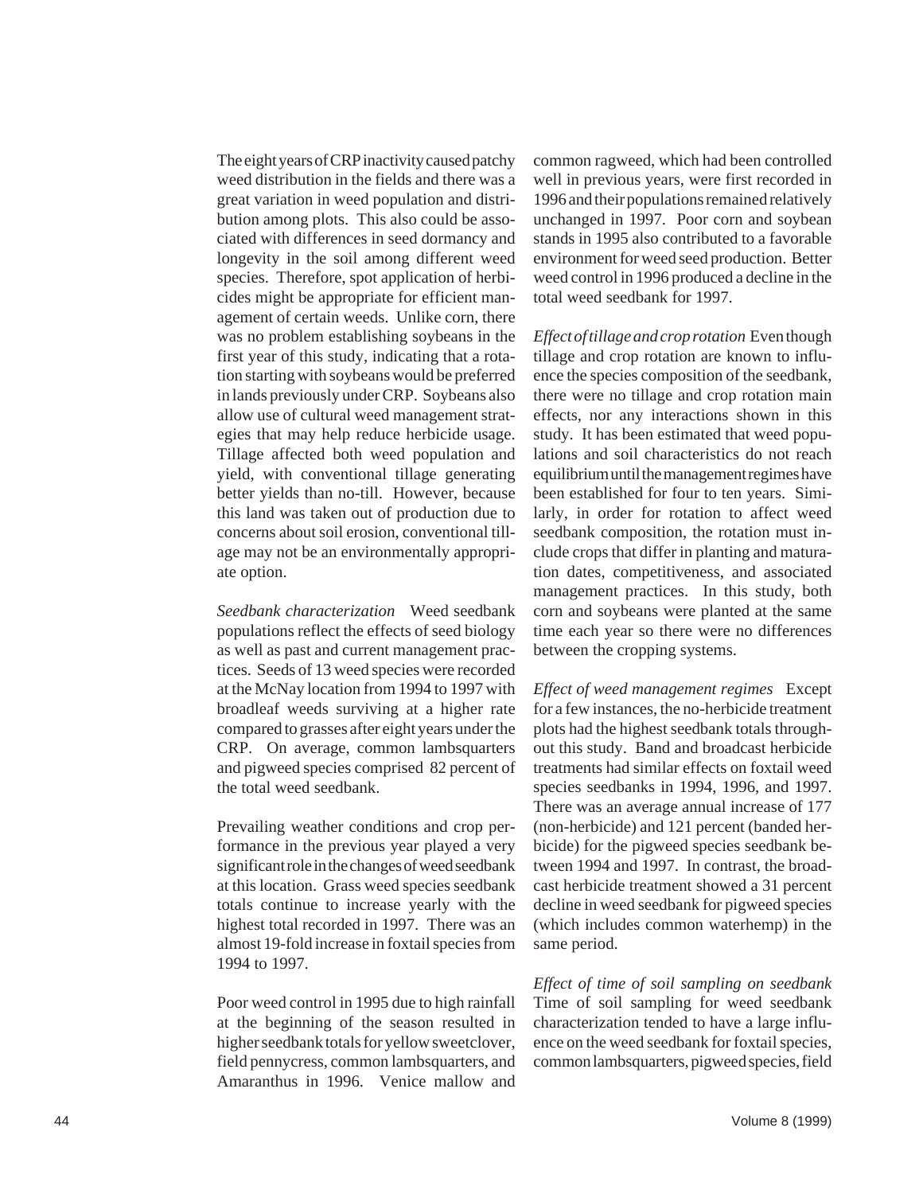The eight years of CRP inactivity caused patchy weed distribution in the fields and there was a great variation in weed population and distribution among plots. This also could be associated with differences in seed dormancy and longevity in the soil among different weed species. Therefore, spot application of herbicides might be appropriate for efficient management of certain weeds. Unlike corn, there was no problem establishing soybeans in the first year of this study, indicating that a rotation starting with soybeans would be preferred in lands previously under CRP. Soybeans also allow use of cultural weed management strategies that may help reduce herbicide usage. Tillage affected both weed population and yield, with conventional tillage generating better yields than no-till. However, because this land was taken out of production due to concerns about soil erosion, conventional tillage may not be an environmentally appropriate option.

*Seedbank characterization* Weed seedbank populations reflect the effects of seed biology as well as past and current management practices. Seeds of 13 weed species were recorded at the McNay location from 1994 to 1997 with broadleaf weeds surviving at a higher rate compared to grasses after eight years under the CRP. On average, common lambsquarters and pigweed species comprised 82 percent of the total weed seedbank.

Prevailing weather conditions and crop performance in the previous year played a very significant role in the changes of weed seedbank at this location. Grass weed species seedbank totals continue to increase yearly with the highest total recorded in 1997. There was an almost 19-fold increase in foxtail species from 1994 to 1997.

Poor weed control in 1995 due to high rainfall at the beginning of the season resulted in higher seedbank totals for yellow sweetclover, field pennycress, common lambsquarters, and Amaranthus in 1996. Venice mallow and common ragweed, which had been controlled well in previous years, were first recorded in 1996 and their populations remained relatively unchanged in 1997. Poor corn and soybean stands in 1995 also contributed to a favorable environment for weed seed production. Better weed control in 1996 produced a decline in the total weed seedbank for 1997.

*Effect of tillage and crop rotation* Even though tillage and crop rotation are known to influence the species composition of the seedbank, there were no tillage and crop rotation main effects, nor any interactions shown in this study. It has been estimated that weed populations and soil characteristics do not reach equilibrium until the management regimes have been established for four to ten years. Similarly, in order for rotation to affect weed seedbank composition, the rotation must include crops that differ in planting and maturation dates, competitiveness, and associated management practices. In this study, both corn and soybeans were planted at the same time each year so there were no differences between the cropping systems.

*Effect of weed management regimes* Except for a few instances, the no-herbicide treatment plots had the highest seedbank totals throughout this study. Band and broadcast herbicide treatments had similar effects on foxtail weed species seedbanks in 1994, 1996, and 1997. There was an average annual increase of 177 (non-herbicide) and 121 percent (banded herbicide) for the pigweed species seedbank between 1994 and 1997. In contrast, the broadcast herbicide treatment showed a 31 percent decline in weed seedbank for pigweed species (which includes common waterhemp) in the same period.

*Effect of time of soil sampling on seedbank* Time of soil sampling for weed seedbank characterization tended to have a large influence on the weed seedbank for foxtail species, common lambsquarters, pigweed species, field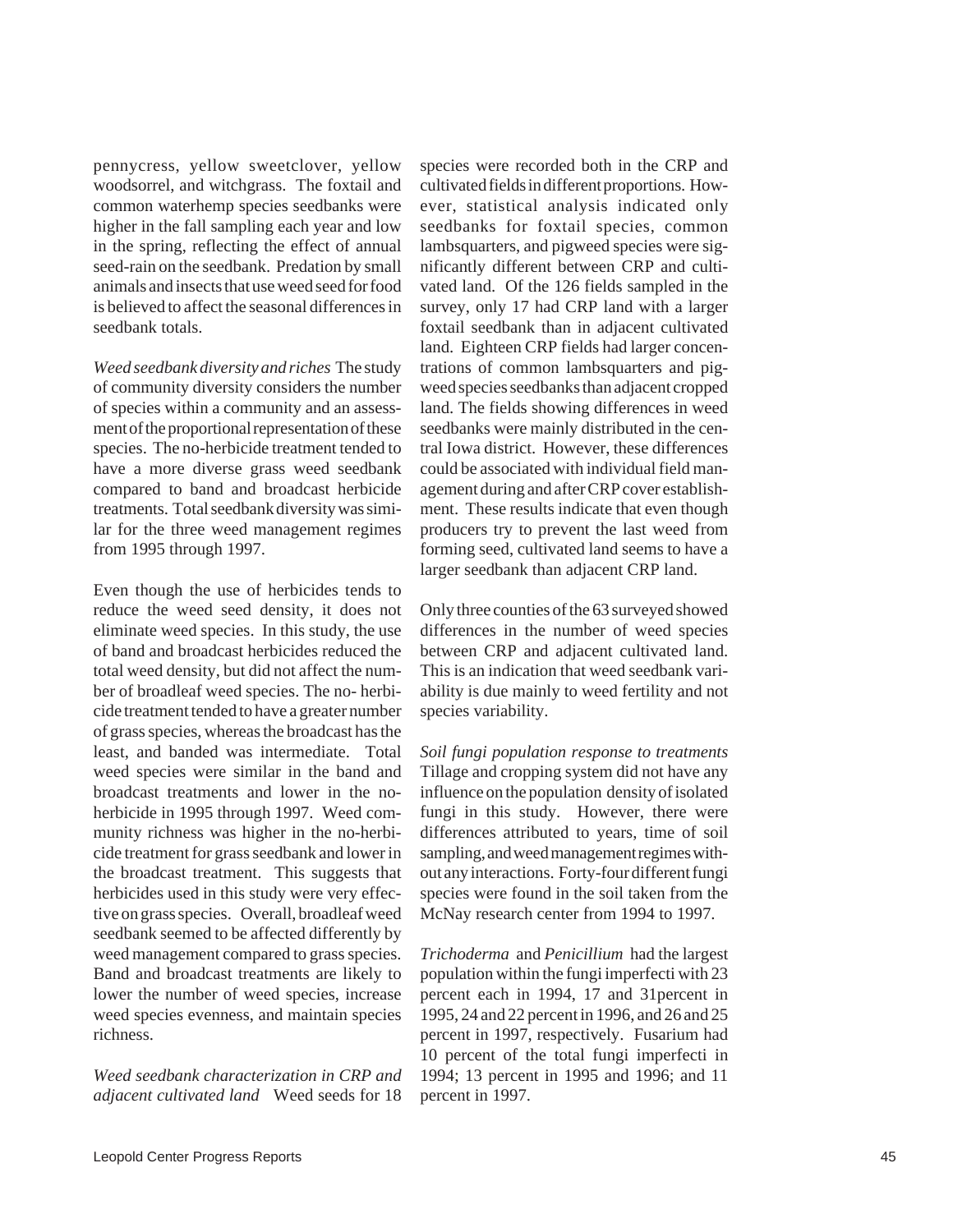pennycress, yellow sweetclover, yellow woodsorrel, and witchgrass. The foxtail and common waterhemp species seedbanks were higher in the fall sampling each year and low in the spring, reflecting the effect of annual seed-rain on the seedbank. Predation by small animals and insects that use weed seed for food is believed to affect the seasonal differences in seedbank totals.

*Weed seedbank diversity and riches* The study of community diversity considers the number of species within a community and an assessment of the proportional representation of these species. The no-herbicide treatment tended to have a more diverse grass weed seedbank compared to band and broadcast herbicide treatments. Total seedbank diversity was similar for the three weed management regimes from 1995 through 1997.

Even though the use of herbicides tends to reduce the weed seed density, it does not eliminate weed species. In this study, the use of band and broadcast herbicides reduced the total weed density, but did not affect the number of broadleaf weed species. The no- herbicide treatment tended to have a greater number of grass species, whereas the broadcast has the least, and banded was intermediate. Total weed species were similar in the band and broadcast treatments and lower in the no-herbicide in 1995 through 1997. Weed community richness was higher in the no-herbicide treatment for grass seedbank and lower in the broadcast treatment. This suggests that herbicides used in this study were very effective on grass species. Overall, broadleaf weed seedbank seemed to be affected differently by weed management compared to grass species. Band and broadcast treatments are likely to lower the number of weed species, increase weed species evenness, and maintain species richness.

*Weed seedbank characterization in CRP and adjacent cultivated land* Weed seeds for 18 species were recorded both in the CRP and cultivated fields in different proportions. However, statistical analysis indicated only seedbanks for foxtail species, common lambsquarters, and pigweed species were significantly different between CRP and cultivated land. Of the 126 fields sampled in the survey, only 17 had CRP land with a larger foxtail seedbank than in adjacent cultivated land. Eighteen CRP fields had larger concentrations of common lambsquarters and pigweed species seedbanks than adjacent cropped land. The fields showing differences in weed seedbanks were mainly distributed in the central Iowa district. However, these differences could be associated with individual field management during and after CRP cover establishment. These results indicate that even though producers try to prevent the last weed from forming seed, cultivated land seems to have a larger seedbank than adjacent CRP land.

Only three counties of the 63 surveyed showed differences in the number of weed species between CRP and adjacent cultivated land. This is an indication that weed seedbank variability is due mainly to weed fertility and not species variability.

*Soil fungi population response to treatments* Tillage and cropping system did not have any influence on the population density of isolated fungi in this study. However, there were differences attributed to years, time of soil sampling, and weed management regimes without any interactions. Forty-four different fungi species were found in the soil taken from the McNay research center from 1994 to 1997.

*Trichoderma* and *Penicillium* had the largest population within the fungi imperfecti with 23 percent each in 1994, 17 and 31percent in 1995, 24 and 22 percent in 1996, and 26 and 25 percent in 1997, respectively. Fusarium had 10 percent of the total fungi imperfecti in 1994; 13 percent in 1995 and 1996; and 11 percent in 1997.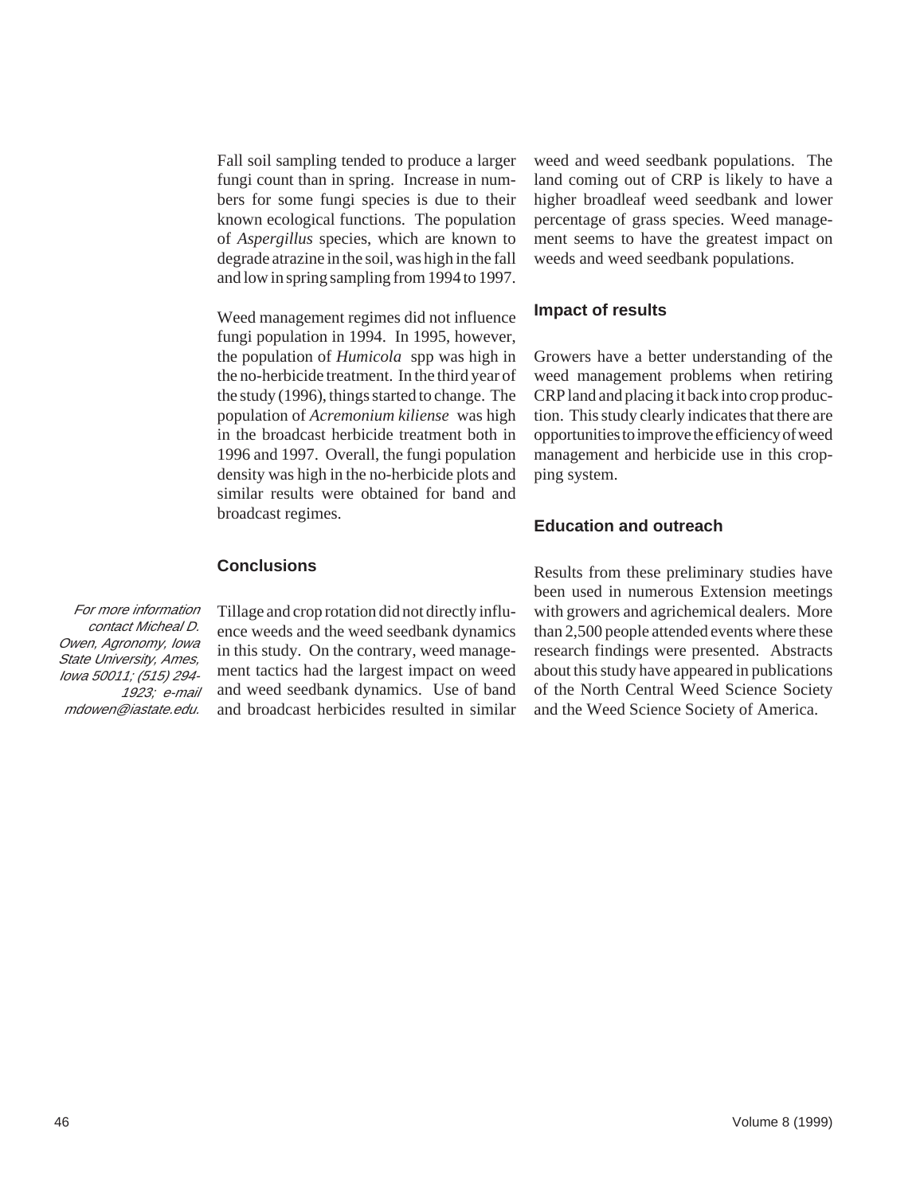Fall soil sampling tended to produce a larger fungi count than in spring. Increase in numbers for some fungi species is due to their known ecological functions. The population of *Aspergillus* species, which are known to degrade atrazine in the soil, was high in the fall and low in spring sampling from 1994 to 1997.

Weed management regimes did not influence fungi population in 1994. In 1995, however, the population of *Humicola* spp was high in the no-herbicide treatment. In the third year of the study (1996), things started to change. The population of *Acremonium kiliense* was high in the broadcast herbicide treatment both in 1996 and 1997. Overall, the fungi population density was high in the no-herbicide plots and similar results were obtained for band and broadcast regimes.

## Conclusions

Tillage and crop rotation did not directly influence weeds and the weed seedbank dynamics in this study. On the contrary, weed management tactics had the largest impact on weed and weed seedbank dynamics. Use of band and broadcast herbicides resulted in similar weed and weed seedbank populations. The land coming out of CRP is likely to have a higher broadleaf weed seedbank and lower percentage of grass species. Weed management seems to have the greatest impact on weeds and weed seedbank populations.

## Impact of results

Growers have a better understanding of the weed management problems when retiring CRP land and placing it back into crop production. This study clearly indicates that there are opportunities to improve the efficiency of weed management and herbicide use in this cropping system.

## Education and outreach

Results from these preliminary studies have been used in numerous Extension meetings with growers and agrichemical dealers. More than 2,500 people attended events where these research findings were presented. Abstracts about this study have appeared in publications of the North Central Weed Science Society and the Weed Science Society of America.

*For more information contact Micheal D. Owen, Agronomy, Iowa State University, Ames, Iowa 50011; (515) 294-1923; e-mail mdowen@iastate.edu.*